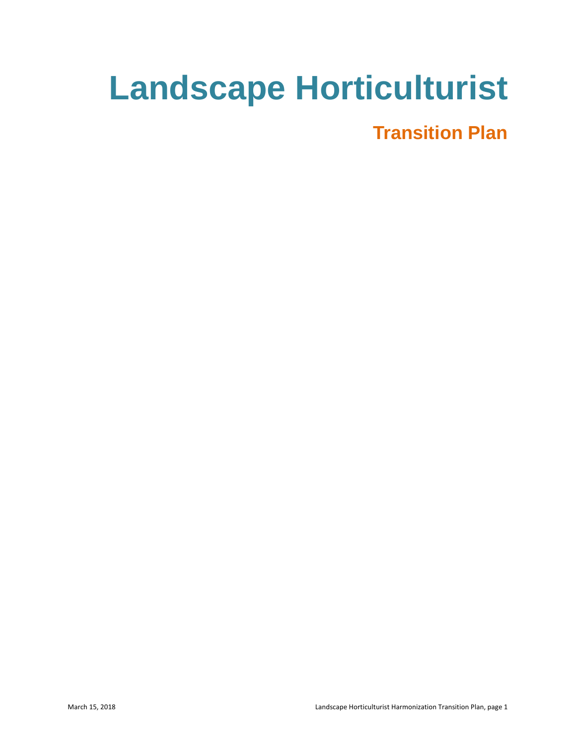# Landscape Horticulturist

## Transition Plan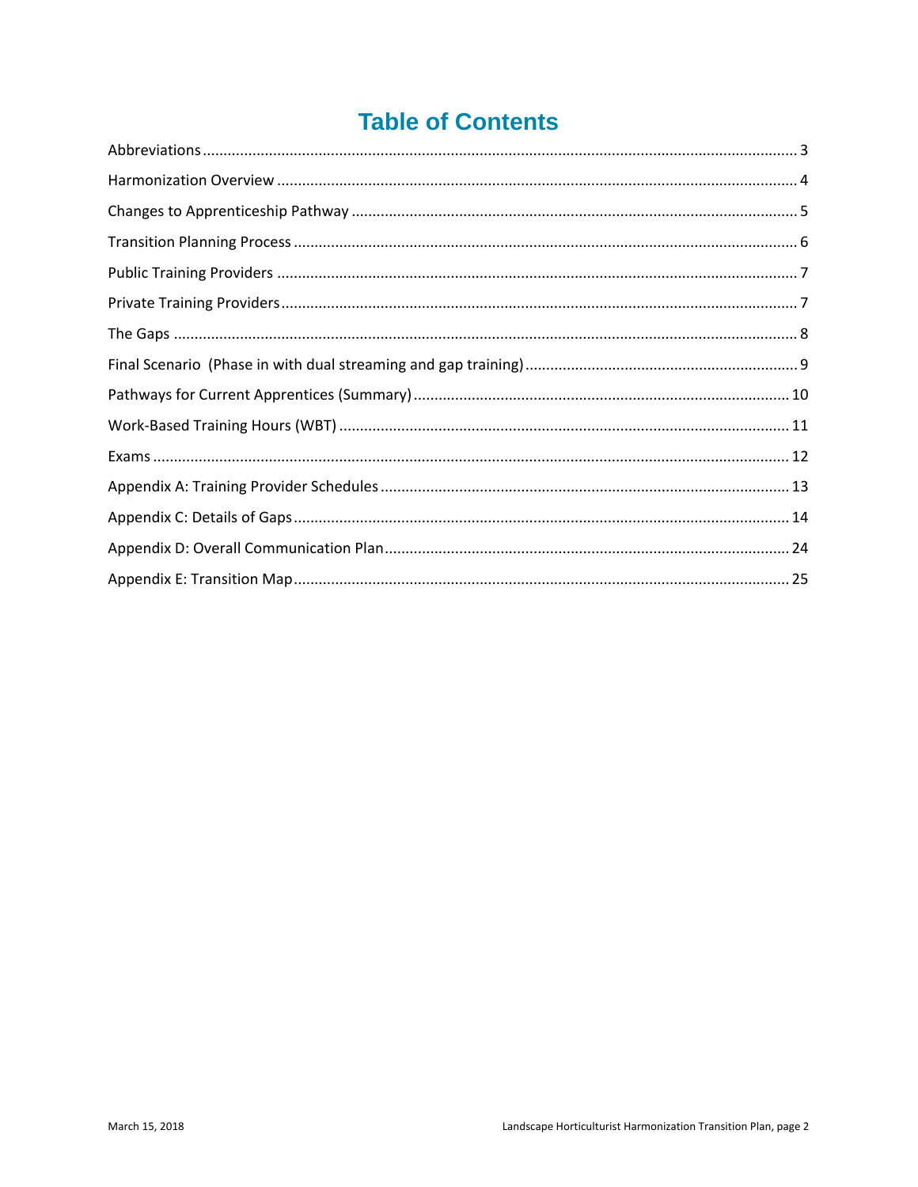# Table of Contents

Abbreviations ........................................................................................................................................ 3

Harmonization Overview ....................................................................................................................... 4

Changes to Apprenticeship Pathway ..................................................................................................... 5

Transition Planning Process .................................................................................................................. 6

Public Training Providers ....................................................................................................................... 7

Private Training Providers ...................................................................................................................... 7

The Gaps ............................................................................................................................................... 8

Final Scenario (Phase in with dual streaming and gap training) ............................................................ 9

Pathways for Current Apprentices (Summary) ..................................................................................... 10

Work-Based Training Hours (WBT) ...................................................................................................... 11

Exams .................................................................................................................................................. 12

Appendix A: Training Provider Schedules ............................................................................................ 13

Appendix C: Details of Gaps ................................................................................................................. 14

Appendix D: Overall Communication Plan ........................................................................................... 24

Appendix E: Transition Map ................................................................................................................. 25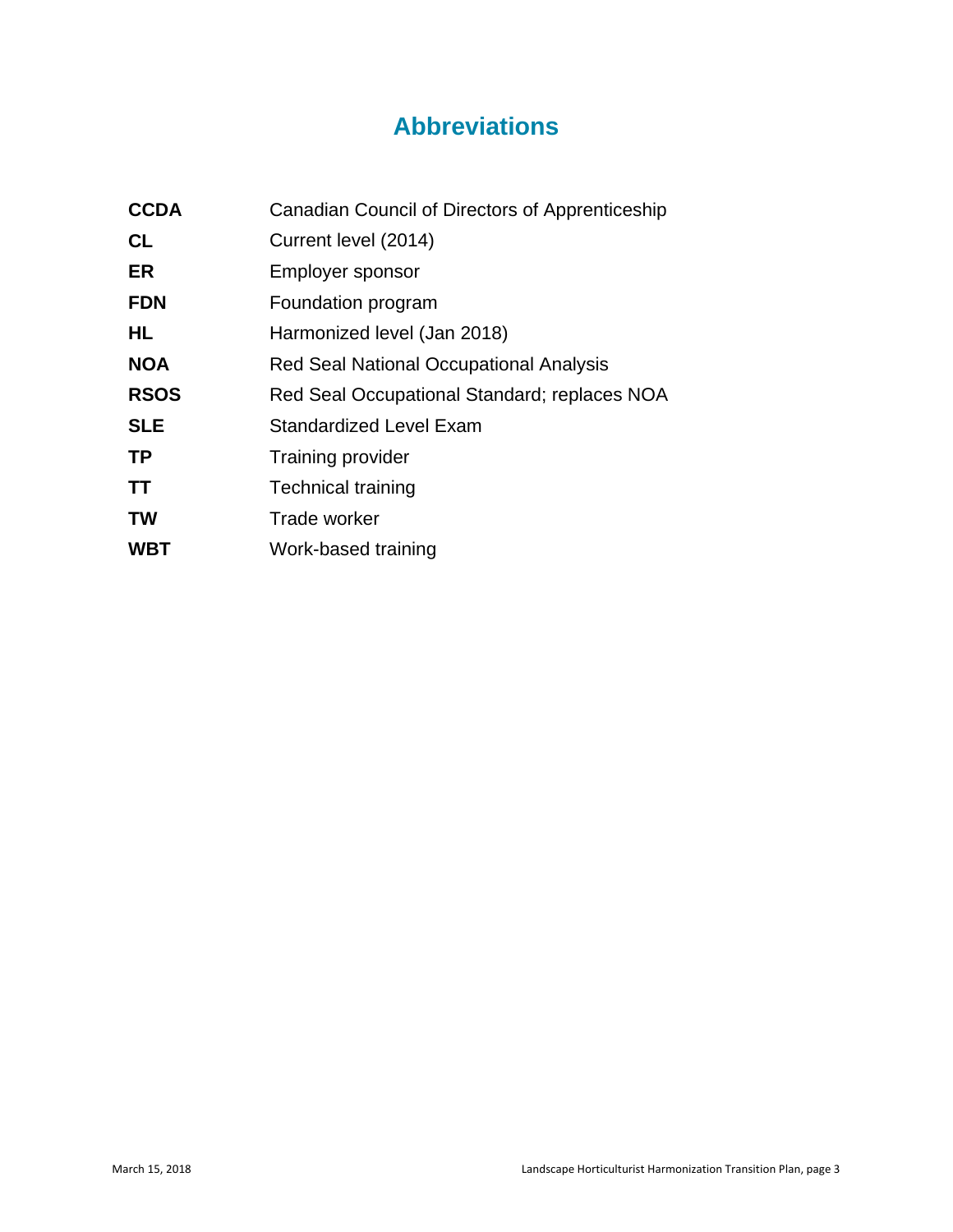# Abbreviations

| | |
|---|---|
| **CCDA** | Canadian Council of Directors of Apprenticeship |
| **CL** | Current level (2014) |
| **ER** | Employer sponsor |
| **FDN** | Foundation program |
| **HL** | Harmonized level (Jan 2018) |
| **NOA** | Red Seal National Occupational Analysis |
| **RSOS** | Red Seal Occupational Standard; replaces NOA |
| **SLE** | Standardized Level Exam |
| **TP** | Training provider |
| **TT** | Technical training |
| **TW** | Trade worker |
| **WBT** | Work-based training |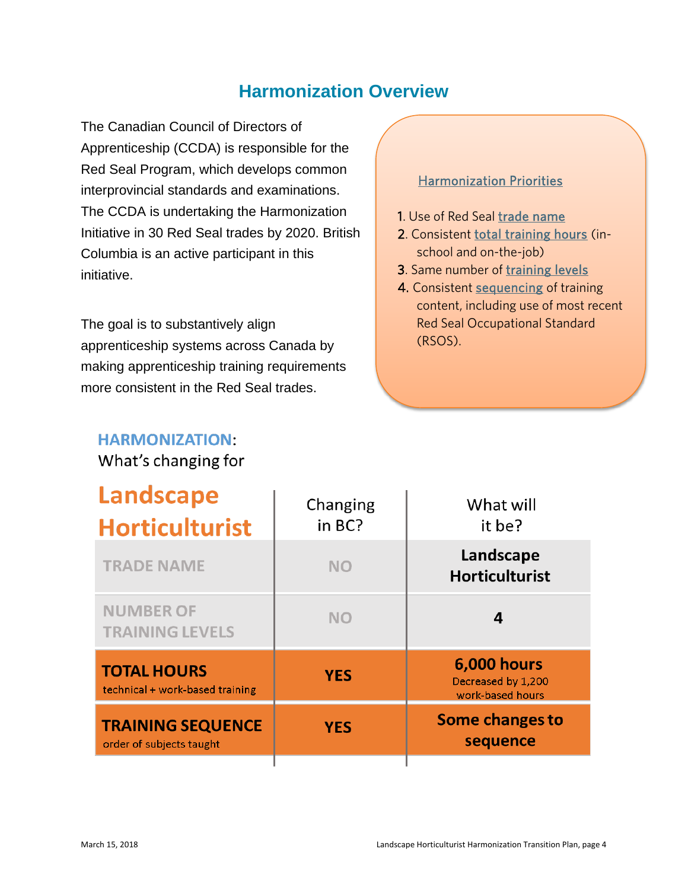## Harmonization Overview

The Canadian Council of Directors of Apprenticeship (CCDA) is responsible for the Red Seal Program, which develops common interprovincial standards and examinations. The CCDA is undertaking the Harmonization Initiative in 30 Red Seal trades by 2020. British Columbia is an active participant in this initiative.

The goal is to substantively align apprenticeship systems across Canada by making apprenticeship training requirements more consistent in the Red Seal trades.

**Harmonization Priorities**

1. Use of Red Seal trade name
2. Consistent total training hours (in-school and on-the-job)
3. Same number of training levels
4. Consistent sequencing of training content, including use of most recent Red Seal Occupational Standard (RSOS).

### HARMONIZATION: What's changing for

| Landscape Horticulturist | Changing in BC? | What will it be? |
|---|---|---|
| TRADE NAME | NO | **Landscape Horticulturist** |
| NUMBER OF TRAINING LEVELS | NO | **4** |
| **TOTAL HOURS** technical + work-based training | **YES** | **6,000 hours** Decreased by 1,200 work-based hours |
| **TRAINING SEQUENCE** order of subjects taught | **YES** | **Some changes to sequence** |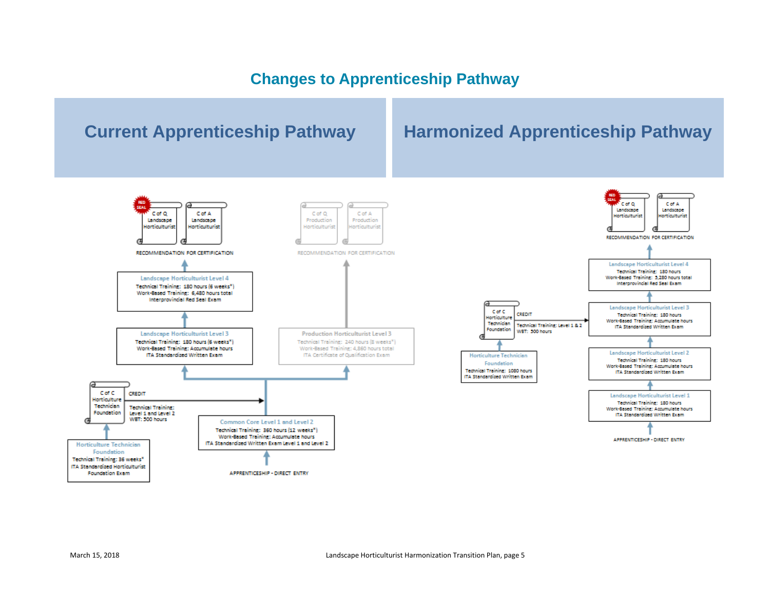# Changes to Apprenticeship Pathway

## Current Apprenticeship Pathway

RED SEAL — C of Q Landscape Horticulturist | C of A Landscape Horticulturist

RECOMMENDATION FOR CERTIFICATION

**Landscape Horticulturist Level 4**
Technical Training: 180 hours (6 weeks*)
Work-Based Training: 6,480 hours total
Interprovincial Red Seal Exam

**Landscape Horticulturist Level 3**
Technical Training: 180 hours (6 weeks*)
Work-Based Training: Accumulate hours
ITA Standardized Written Exam

C of Q Production Horticulturist | C of A Production Horticulturist

RECOMMENDATION FOR CERTIFICATION

**Production Horticulturist Level 3**
Technical Training: 240 hours (8 weeks*)
Work-Based Training: 4,860 hours total
ITA Certificate of Qualification Exam

C of C Horticulture Technician Foundation — CREDIT
Technical Training: Level 1 and Level 2
WBT: 500 hours

**Horticulture Technician Foundation**
Technical Training: 36 weeks*
ITA Standardized Horticulturist Foundation Exam

**Common Core Level 1 and Level 2**
Technical Training: 360 hours (12 weeks*)
Work-Based Training: Accumulate hours
ITA Standardized Written Exam Level 1 and Level 2

APPRENTICESHIP - DIRECT ENTRY

## Harmonized Apprenticeship Pathway

RED SEAL — C of Q Landscape Horticulturist | C of A Landscape Horticulturist

RECOMMENDATION FOR CERTIFICATION

**Landscape Horticulturist Level 4**
Technical Training: 180 hours
Work-Based Training: 5,280 hours total
Interprovincial Red Seal Exam

**Landscape Horticulturist Level 3**
Technical Training: 180 hours
Work-Based Training: Accumulate hours
ITA Standardized Written Exam

**Landscape Horticulturist Level 2**
Technical Training: 180 hours
Work-Based Training: Accumulate hours
ITA Standardized Written Exam

**Landscape Horticulturist Level 1**
Technical Training: 180 hours
Work-Based Training: Accumulate hours
ITA Standardized Written Exam

APPRENTICESHIP - DIRECT ENTRY

C of C Horticulture Technician Foundation — CREDIT
Technical Training: Level 1 & 2
WBT: 500 hours

**Horticulture Technician Foundation**
Technical Training: 1080 hours
ITA Standardized Written Exam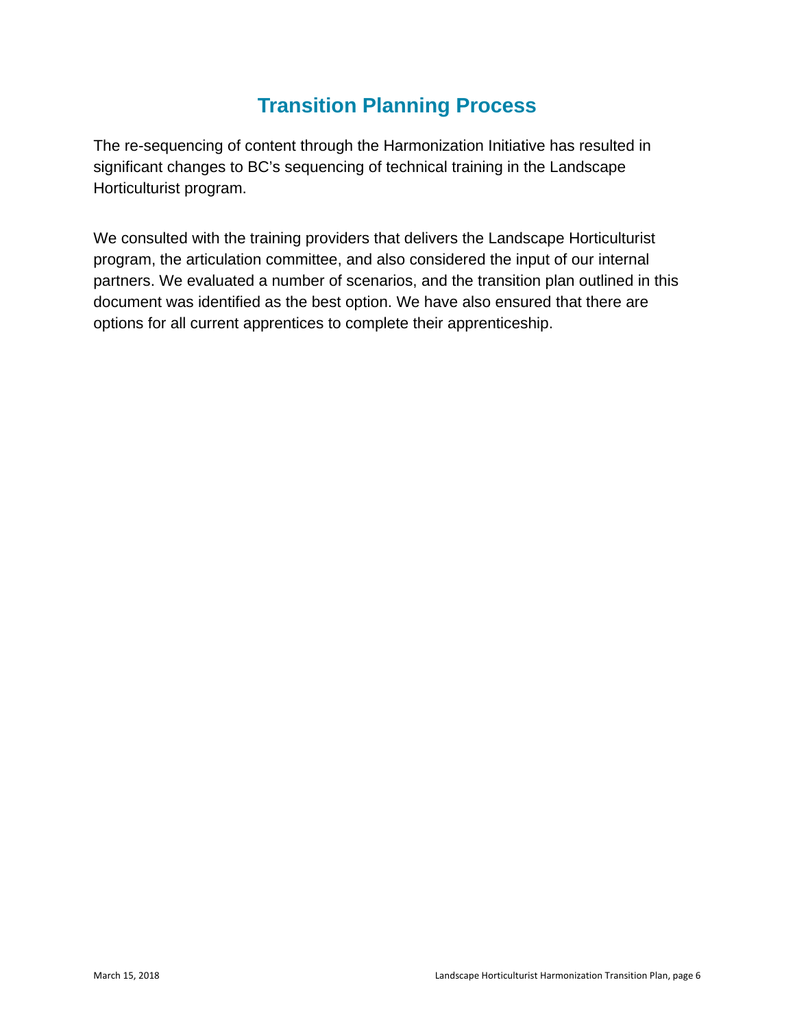# Transition Planning Process

The re-sequencing of content through the Harmonization Initiative has resulted in significant changes to BC's sequencing of technical training in the Landscape Horticulturist program.

We consulted with the training providers that delivers the Landscape Horticulturist program, the articulation committee, and also considered the input of our internal partners. We evaluated a number of scenarios, and the transition plan outlined in this document was identified as the best option. We have also ensured that there are options for all current apprentices to complete their apprenticeship.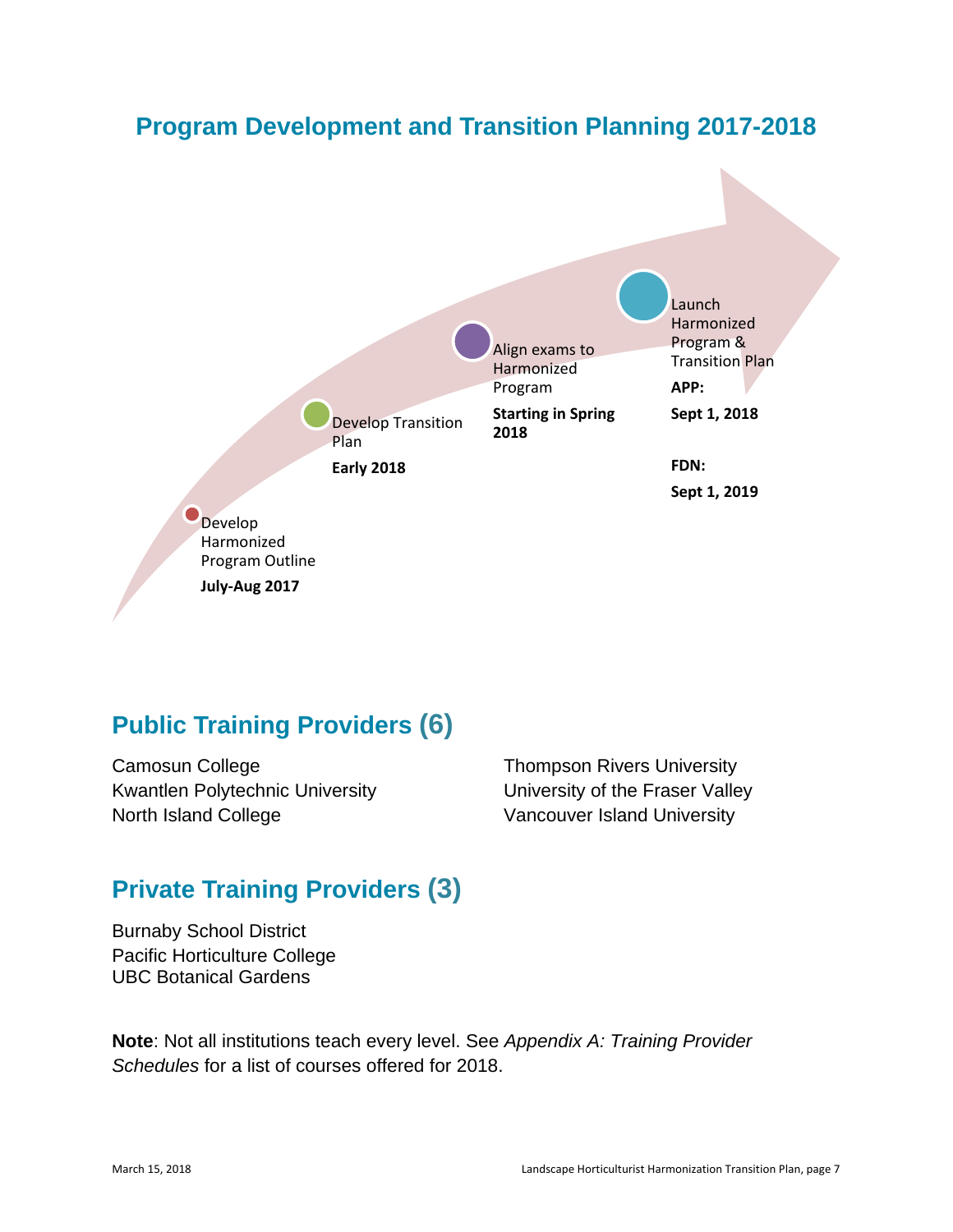## Program Development and Transition Planning 2017-2018

Develop Harmonized Program Outline

**July-Aug 2017**

Develop Transition Plan

**Early 2018**

Align exams to Harmonized Program

**Starting in Spring 2018**

Launch Harmonized Program & Transition Plan

**APP:**

**Sept 1, 2018**

**FDN:**

**Sept 1, 2019**

## Public Training Providers (6)

Camosun College
Kwantlen Polytechnic University
North Island College
Thompson Rivers University
University of the Fraser Valley
Vancouver Island University

## Private Training Providers (3)

Burnaby School District
Pacific Horticulture College
UBC Botanical Gardens

**Note**: Not all institutions teach every level. See *Appendix A: Training Provider Schedules* for a list of courses offered for 2018.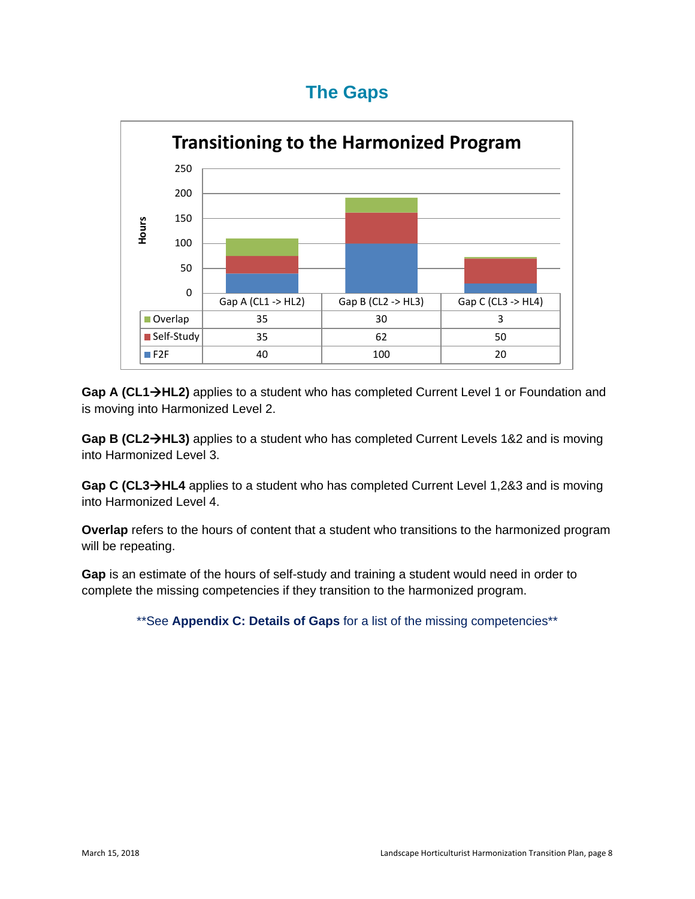## The Gaps

**Transitioning to the Harmonized Program**

| | Gap A (CL1 -> HL2) | Gap B (CL2 -> HL3) | Gap C (CL3 -> HL4) |
|---|---|---|---|
| Overlap | 35 | 30 | 3 |
| Self-Study | 35 | 62 | 50 |
| F2F | 40 | 100 | 20 |

**Gap A (CL1→HL2)** applies to a student who has completed Current Level 1 or Foundation and is moving into Harmonized Level 2.

**Gap B (CL2→HL3)** applies to a student who has completed Current Levels 1&2 and is moving into Harmonized Level 3.

**Gap C (CL3→HL4** applies to a student who has completed Current Level 1,2&3 and is moving into Harmonized Level 4.

**Overlap** refers to the hours of content that a student who transitions to the harmonized program will be repeating.

**Gap** is an estimate of the hours of self-study and training a student would need in order to complete the missing competencies if they transition to the harmonized program.

**See **Appendix C: Details of Gaps** for a list of the missing competencies**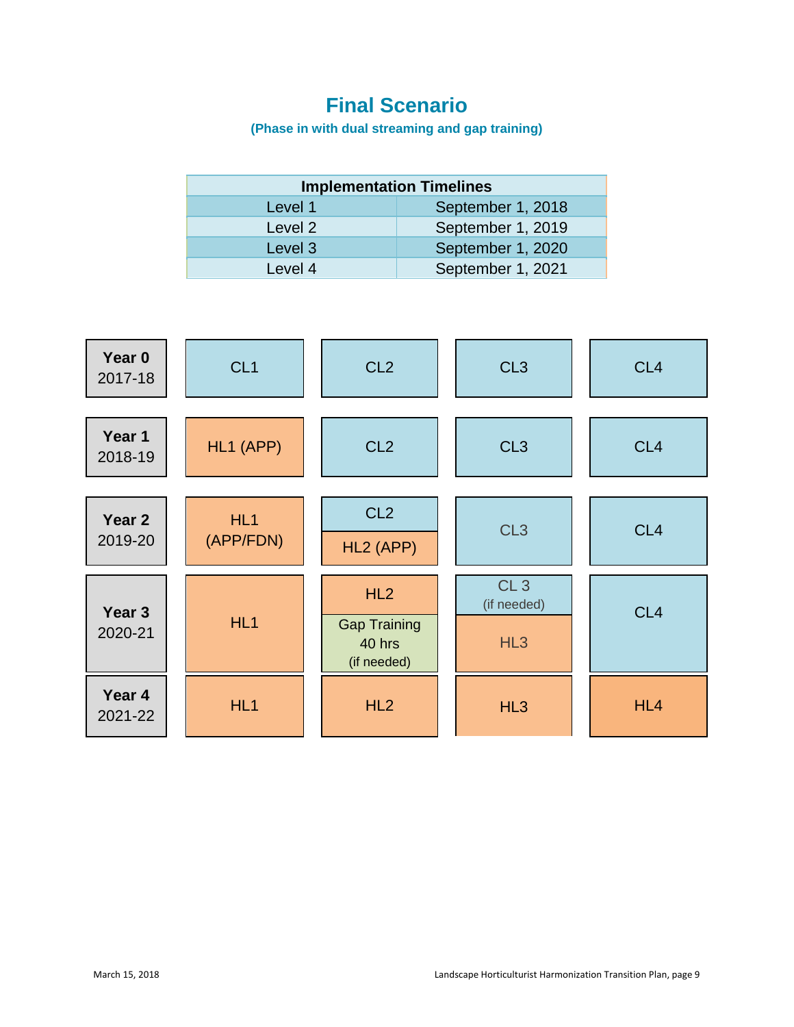# Final Scenario

**(Phase in with dual streaming and gap training)**

| Implementation Timelines | |
|---|---|
| Level 1 | September 1, 2018 |
| Level 2 | September 1, 2019 |
| Level 3 | September 1, 2020 |
| Level 4 | September 1, 2021 |

| Year | | | | |
|---|---|---|---|---|
| **Year 0** 2017-18 | CL1 | CL2 | CL3 | CL4 |
| **Year 1** 2018-19 | HL1 (APP) | CL2 | CL3 | CL4 |
| **Year 2** 2019-20 | HL1 (APP/FDN) | CL2 / HL2 (APP) | CL3 | CL4 |
| **Year 3** 2020-21 | HL1 | HL2 / Gap Training 40 hrs (if needed) | CL 3 (if needed) / HL3 | CL4 |
| **Year 4** 2021-22 | HL1 | HL2 | HL3 | HL4 |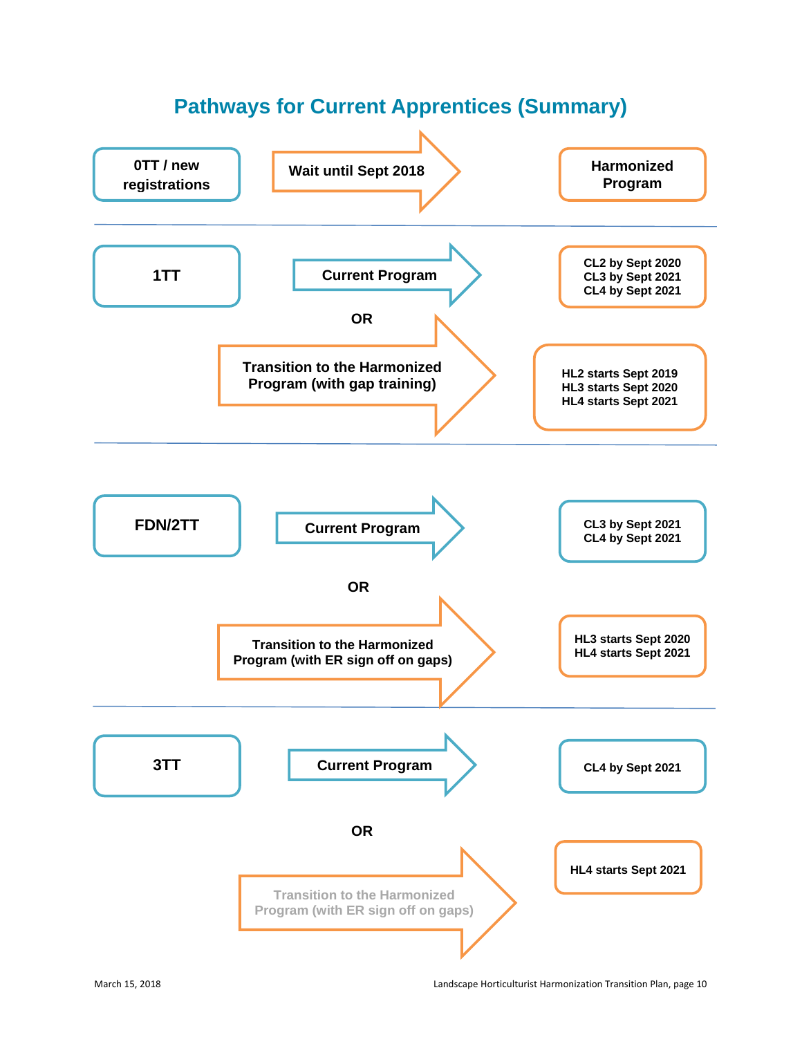# Pathways for Current Apprentices (Summary)

**0TT / new registrations** → Wait until Sept 2018 → **Harmonized Program**

---

**1TT**

- **Current Program** → CL2 by Sept 2020; CL3 by Sept 2021; CL4 by Sept 2021

OR

- **Transition to the Harmonized Program (with gap training)** → HL2 starts Sept 2019; HL3 starts Sept 2020; HL4 starts Sept 2021

---

**FDN/2TT**

- **Current Program** → CL3 by Sept 2021; CL4 by Sept 2021

OR

- **Transition to the Harmonized Program (with ER sign off on gaps)** → HL3 starts Sept 2020; HL4 starts Sept 2021

---

**3TT**

- **Current Program** → CL4 by Sept 2021

OR

- Transition to the Harmonized Program (with ER sign off on gaps) → HL4 starts Sept 2021

March 15, 2018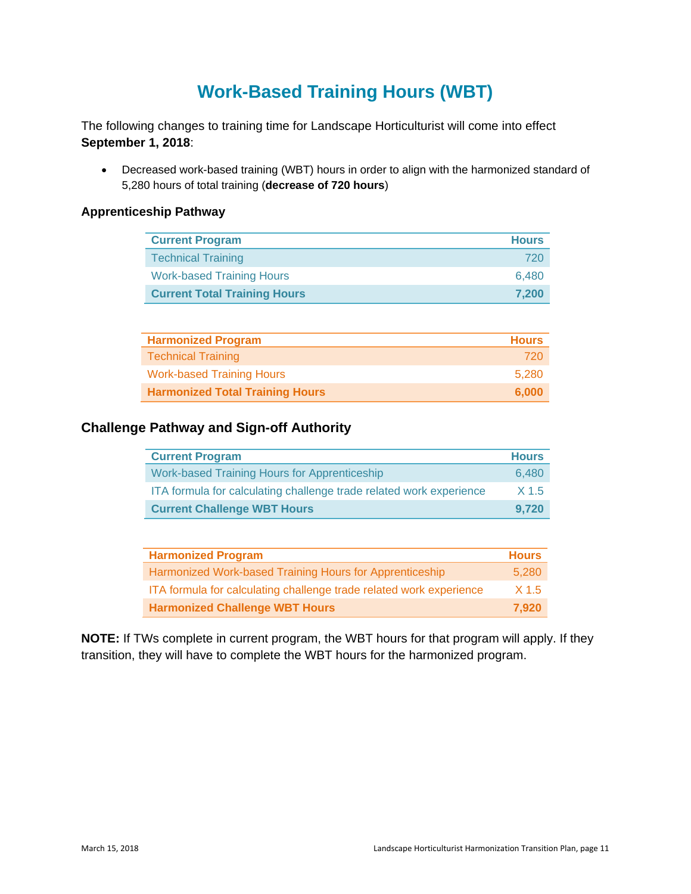# Work-Based Training Hours (WBT)

The following changes to training time for Landscape Horticulturist will come into effect **September 1, 2018**:

- Decreased work-based training (WBT) hours in order to align with the harmonized standard of 5,280 hours of total training (**decrease of 720 hours**)

### Apprenticeship Pathway

| Current Program | Hours |
|---|---|
| Technical Training | 720 |
| Work-based Training Hours | 6,480 |
| **Current Total Training Hours** | **7,200** |

| Harmonized Program | Hours |
|---|---|
| Technical Training | 720 |
| Work-based Training Hours | 5,280 |
| **Harmonized Total Training Hours** | **6,000** |

### Challenge Pathway and Sign-off Authority

| Current Program | Hours |
|---|---|
| Work-based Training Hours for Apprenticeship | 6,480 |
| ITA formula for calculating challenge trade related work experience | X 1.5 |
| **Current Challenge WBT Hours** | **9,720** |

| Harmonized Program | Hours |
|---|---|
| Harmonized Work-based Training Hours for Apprenticeship | 5,280 |
| ITA formula for calculating challenge trade related work experience | X 1.5 |
| **Harmonized Challenge WBT Hours** | **7,920** |

**NOTE:** If TWs complete in current program, the WBT hours for that program will apply. If they transition, they will have to complete the WBT hours for the harmonized program.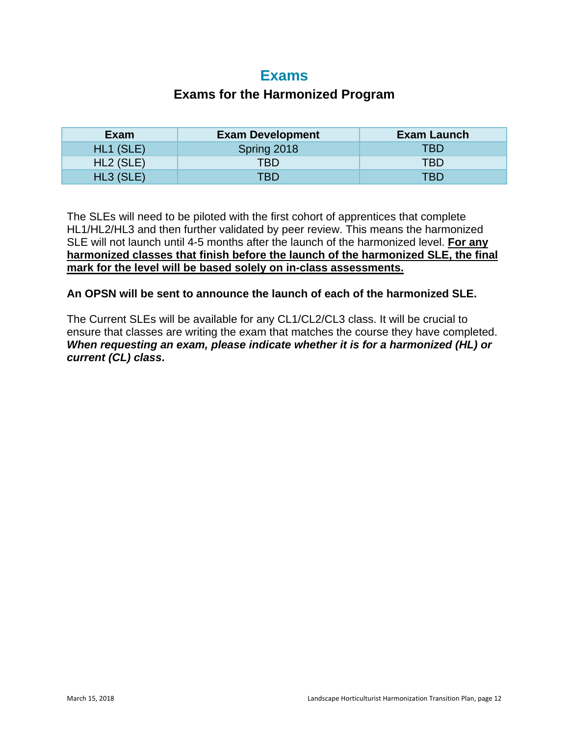# Exams

## Exams for the Harmonized Program

| Exam | Exam Development | Exam Launch |
| --- | --- | --- |
| HL1 (SLE) | Spring 2018 | TBD |
| HL2 (SLE) | TBD | TBD |
| HL3 (SLE) | TBD | TBD |

The SLEs will need to be piloted with the first cohort of apprentices that complete HL1/HL2/HL3 and then further validated by peer review. This means the harmonized SLE will not launch until 4-5 months after the launch of the harmonized level. **For any harmonized classes that finish before the launch of the harmonized SLE, the final mark for the level will be based solely on in-class assessments.**

**An OPSN will be sent to announce the launch of each of the harmonized SLE.**

The Current SLEs will be available for any CL1/CL2/CL3 class. It will be crucial to ensure that classes are writing the exam that matches the course they have completed. ***When requesting an exam, please indicate whether it is for a harmonized (HL) or current (CL) class*.**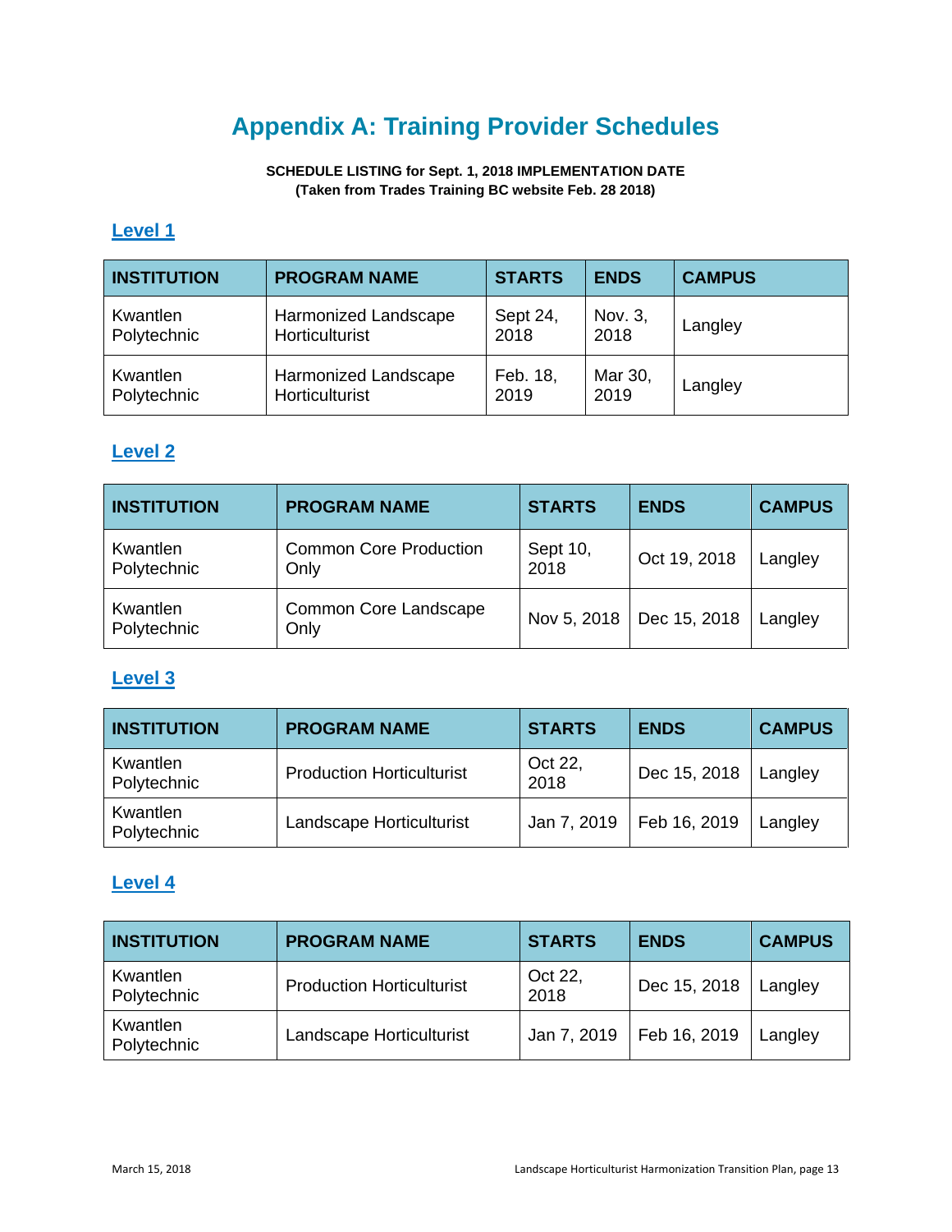# Appendix A: Training Provider Schedules

**SCHEDULE LISTING for Sept. 1, 2018 IMPLEMENTATION DATE**
**(Taken from Trades Training BC website Feb. 28 2018)**

## Level 1

| INSTITUTION | PROGRAM NAME | STARTS | ENDS | CAMPUS |
|---|---|---|---|---|
| Kwantlen Polytechnic | Harmonized Landscape Horticulturist | Sept 24, 2018 | Nov. 3, 2018 | Langley |
| Kwantlen Polytechnic | Harmonized Landscape Horticulturist | Feb. 18, 2019 | Mar 30, 2019 | Langley |

## Level 2

| INSTITUTION | PROGRAM NAME | STARTS | ENDS | CAMPUS |
|---|---|---|---|---|
| Kwantlen Polytechnic | Common Core Production Only | Sept 10, 2018 | Oct 19, 2018 | Langley |
| Kwantlen Polytechnic | Common Core Landscape Only | Nov 5, 2018 | Dec 15, 2018 | Langley |

## Level 3

| INSTITUTION | PROGRAM NAME | STARTS | ENDS | CAMPUS |
|---|---|---|---|---|
| Kwantlen Polytechnic | Production Horticulturist | Oct 22, 2018 | Dec 15, 2018 | Langley |
| Kwantlen Polytechnic | Landscape Horticulturist | Jan 7, 2019 | Feb 16, 2019 | Langley |

## Level 4

| INSTITUTION | PROGRAM NAME | STARTS | ENDS | CAMPUS |
|---|---|---|---|---|
| Kwantlen Polytechnic | Production Horticulturist | Oct 22, 2018 | Dec 15, 2018 | Langley |
| Kwantlen Polytechnic | Landscape Horticulturist | Jan 7, 2019 | Feb 16, 2019 | Langley |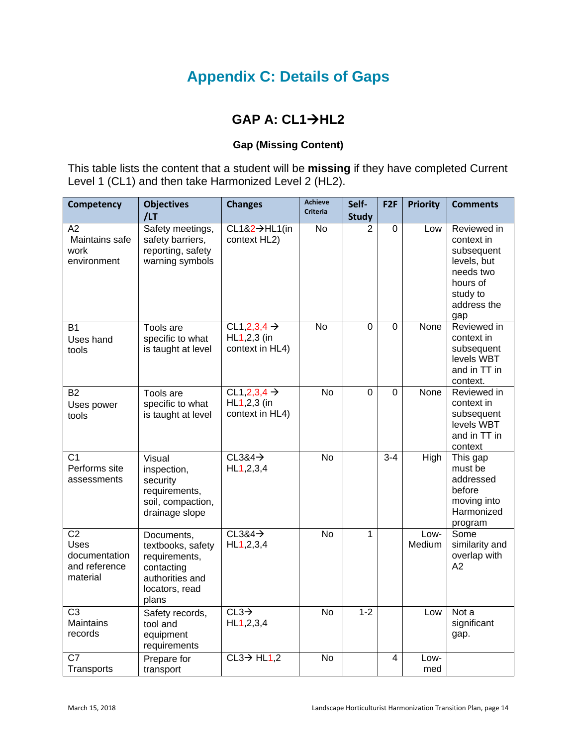# Appendix C: Details of Gaps

## GAP A: CL1→HL2

### Gap (Missing Content)

This table lists the content that a student will be **missing** if they have completed Current Level 1 (CL1) and then take Harmonized Level 2 (HL2).

| Competency | Objectives /LT | Changes | Achieve Criteria | Self-Study | F2F | Priority | Comments |
|---|---|---|---|---|---|---|---|
| A2 Maintains safe work environment | Safety meetings, safety barriers, reporting, safety warning symbols | CL1&2→HL1(in context HL2) | No | 2 | 0 | Low | Reviewed in context in subsequent levels, but needs two hours of study to address the gap |
| B1 Uses hand tools | Tools are specific to what is taught at level | CL1,2,3,4 → HL1,2,3 (in context in HL4) | No | 0 | 0 | None | Reviewed in context in subsequent levels WBT and in TT in context. |
| B2 Uses power tools | Tools are specific to what is taught at level | CL1,2,3,4 → HL1,2,3 (in context in HL4) | No | 0 | 0 | None | Reviewed in context in subsequent levels WBT and in TT in context |
| C1 Performs site assessments | Visual inspection, security requirements, soil, compaction, drainage slope | CL3&4→ HL1,2,3,4 | No | | 3-4 | High | This gap must be addressed before moving into Harmonized program |
| C2 Uses documentation and reference material | Documents, textbooks, safety requirements, contacting authorities and locators, read plans | CL3&4→ HL1,2,3,4 | No | 1 | | Low-Medium | Some similarity and overlap with A2 |
| C3 Maintains records | Safety records, tool and equipment requirements | CL3→ HL1,2,3,4 | No | 1-2 | | Low | Not a significant gap. |
| C7 Transports | Prepare for transport | CL3→ HL1,2 | No | | 4 | Low-med | |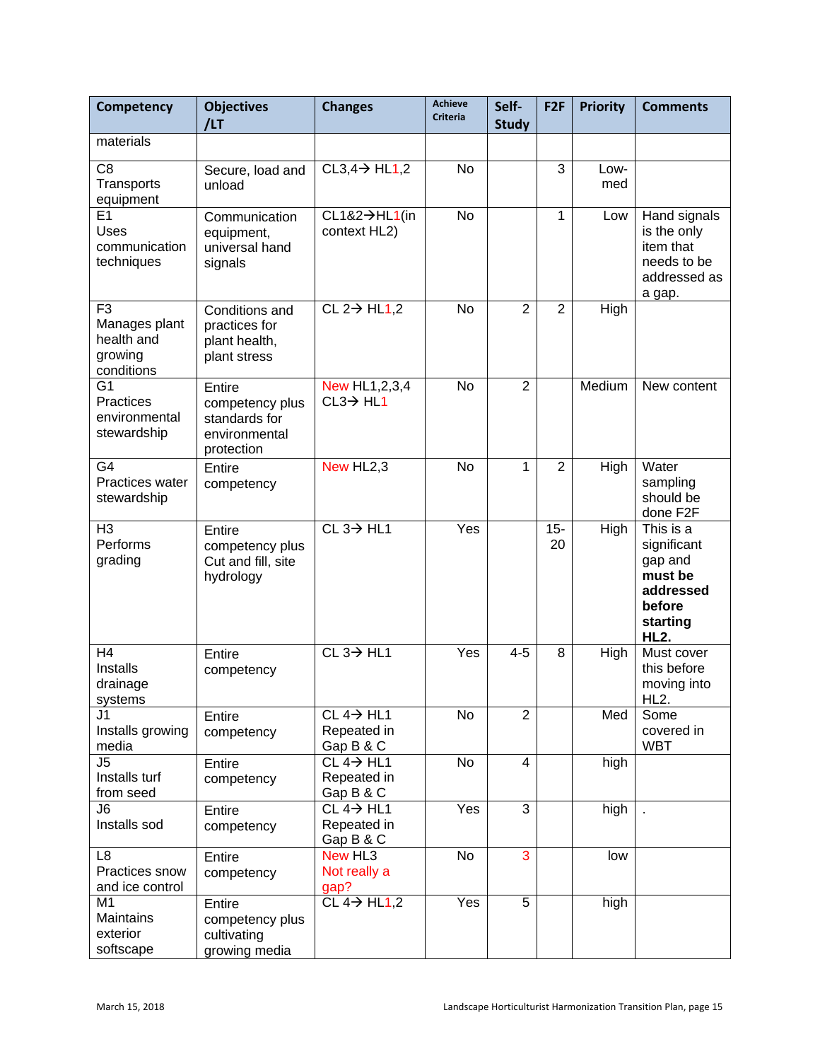| Competency | Objectives /LT | Changes | Achieve Criteria | Self-Study | F2F | Priority | Comments |
|---|---|---|---|---|---|---|---|
| materials | | | | | | | |
| C8 Transports equipment | Secure, load and unload | CL3,4→ HL1,2 | No | | 3 | Low-med | |
| E1 Uses communication techniques | Communication equipment, universal hand signals | CL1&2→HL1(in context HL2) | No | | 1 | Low | Hand signals is the only item that needs to be addressed as a gap. |
| F3 Manages plant health and growing conditions | Conditions and practices for plant health, plant stress | CL 2→ HL1,2 | No | 2 | 2 | High | |
| G1 Practices environmental stewardship | Entire competency plus standards for environmental protection | New HL1,2,3,4 CL3→ HL1 | No | 2 | | Medium | New content |
| G4 Practices water stewardship | Entire competency | New HL2,3 | No | 1 | 2 | High | Water sampling should be done F2F |
| H3 Performs grading | Entire competency plus Cut and fill, site hydrology | CL 3→ HL1 | Yes | | 15-20 | High | This is a significant gap and **must be addressed before starting HL2.** |
| H4 Installs drainage systems | Entire competency | CL 3→ HL1 | Yes | 4-5 | 8 | High | Must cover this before moving into HL2. |
| J1 Installs growing media | Entire competency | CL 4→ HL1 Repeated in Gap B & C | No | 2 | | Med | Some covered in WBT |
| J5 Installs turf from seed | Entire competency | CL 4→ HL1 Repeated in Gap B & C | No | 4 | | high | |
| J6 Installs sod | Entire competency | CL 4→ HL1 Repeated in Gap B & C | Yes | 3 | | high | . |
| L8 Practices snow and ice control | Entire competency | New HL3 Not really a gap? | No | 3 | | low | |
| M1 Maintains exterior softscape | Entire competency plus cultivating growing media | CL 4→ HL1,2 | Yes | 5 | | high | |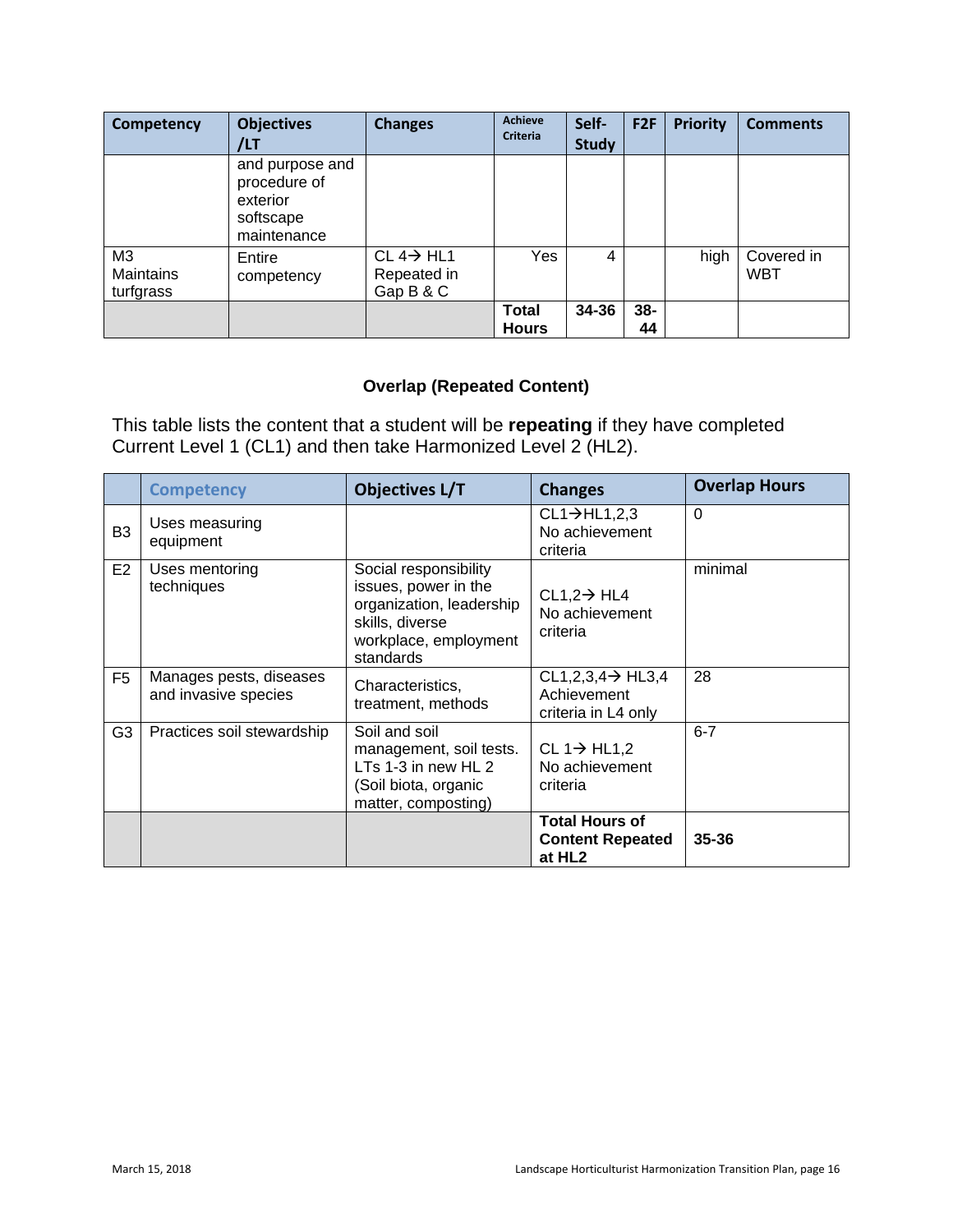| Competency | Objectives /LT | Changes | Achieve Criteria | Self-Study | F2F | Priority | Comments |
|---|---|---|---|---|---|---|---|
| | and purpose and procedure of exterior softscape maintenance | | | | | | |
| M3 Maintains turfgrass | Entire competency | CL 4→ HL1 Repeated in Gap B & C | Yes | 4 | | high | Covered in WBT |
| | | | **Total Hours** | **34-36** | **38-44** | | |

**Overlap (Repeated Content)**

This table lists the content that a student will be **repeating** if they have completed Current Level 1 (CL1) and then take Harmonized Level 2 (HL2).

| | Competency | Objectives L/T | Changes | Overlap Hours |
|---|---|---|---|---|
| B3 | Uses measuring equipment | | CL1→HL1,2,3 No achievement criteria | 0 |
| E2 | Uses mentoring techniques | Social responsibility issues, power in the organization, leadership skills, diverse workplace, employment standards | CL1,2→ HL4 No achievement criteria | minimal |
| F5 | Manages pests, diseases and invasive species | Characteristics, treatment, methods | CL1,2,3,4→ HL3,4 Achievement criteria in L4 only | 28 |
| G3 | Practices soil stewardship | Soil and soil management, soil tests. LTs 1-3 in new HL 2 (Soil biota, organic matter, composting) | CL 1→ HL1,2 No achievement criteria | 6-7 |
| | | | **Total Hours of Content Repeated at HL2** | **35-36** |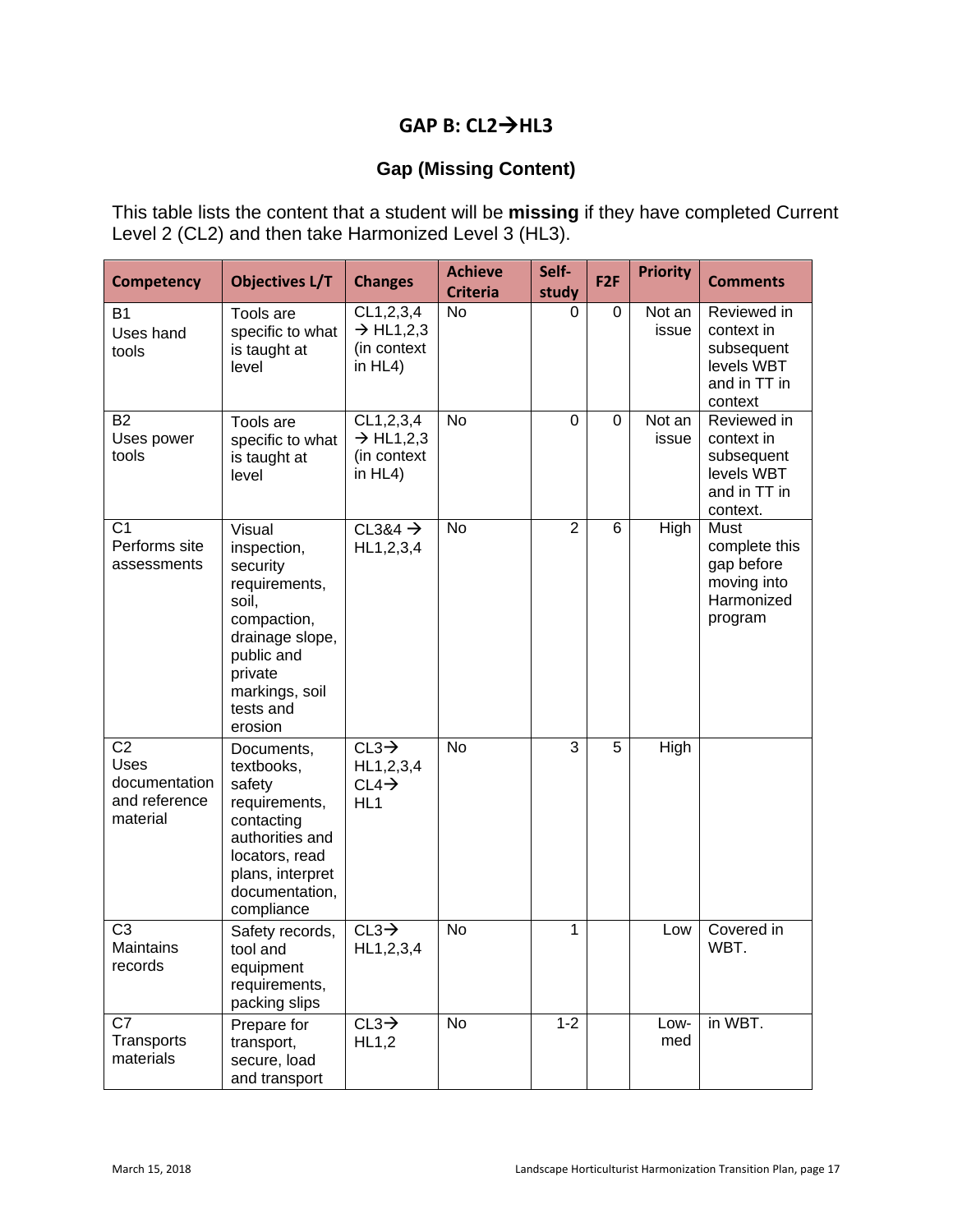# GAP B: CL2→HL3

## Gap (Missing Content)

This table lists the content that a student will be **missing** if they have completed Current Level 2 (CL2) and then take Harmonized Level 3 (HL3).

| Competency | Objectives L/T | Changes | Achieve Criteria | Self-study | F2F | Priority | Comments |
|---|---|---|---|---|---|---|---|
| B1 Uses hand tools | Tools are specific to what is taught at level | CL1,2,3,4 → HL1,2,3 (in context in HL4) | No | 0 | 0 | Not an issue | Reviewed in context in subsequent levels WBT and in TT in context |
| B2 Uses power tools | Tools are specific to what is taught at level | CL1,2,3,4 → HL1,2,3 (in context in HL4) | No | 0 | 0 | Not an issue | Reviewed in context in subsequent levels WBT and in TT in context. |
| C1 Performs site assessments | Visual inspection, security requirements, soil, compaction, drainage slope, public and private markings, soil tests and erosion | CL3&4 → HL1,2,3,4 | No | 2 | 6 | High | Must complete this gap before moving into Harmonized program |
| C2 Uses documentation and reference material | Documents, textbooks, safety requirements, contacting authorities and locators, read plans, interpret documentation, compliance | CL3→ HL1,2,3,4 CL4→ HL1 | No | 3 | 5 | High | |
| C3 Maintains records | Safety records, tool and equipment requirements, packing slips | CL3→ HL1,2,3,4 | No | 1 | | Low | Covered in WBT. |
| C7 Transports materials | Prepare for transport, secure, load and transport | CL3→ HL1,2 | No | 1-2 | | Low-med | in WBT. |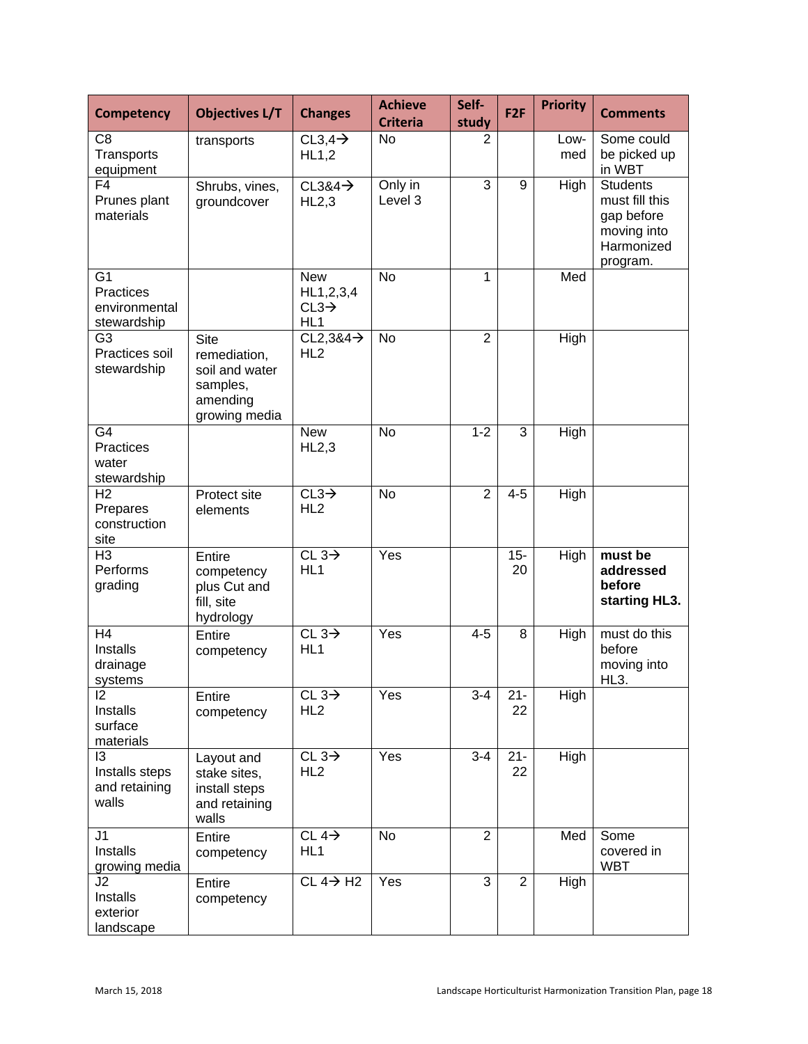| Competency | Objectives L/T | Changes | Achieve Criteria | Self-study | F2F | Priority | Comments |
|---|---|---|---|---|---|---|---|
| C8 Transports equipment | transports | CL3,4→ HL1,2 | No | 2 | | Low-med | Some could be picked up in WBT |
| F4 Prunes plant materials | Shrubs, vines, groundcover | CL3&4→ HL2,3 | Only in Level 3 | 3 | 9 | High | Students must fill this gap before moving into Harmonized program. |
| G1 Practices environmental stewardship | | New HL1,2,3,4 CL3→ HL1 | No | 1 | | Med | |
| G3 Practices soil stewardship | Site remediation, soil and water samples, amending growing media | CL2,3&4→ HL2 | No | 2 | | High | |
| G4 Practices water stewardship | | New HL2,3 | No | 1-2 | 3 | High | |
| H2 Prepares construction site | Protect site elements | CL3→ HL2 | No | 2 | 4-5 | High | |
| H3 Performs grading | Entire competency plus Cut and fill, site hydrology | CL 3→ HL1 | Yes | | 15-20 | High | **must be addressed before starting HL3.** |
| H4 Installs drainage systems | Entire competency | CL 3→ HL1 | Yes | 4-5 | 8 | High | must do this before moving into HL3. |
| I2 Installs surface materials | Entire competency | CL 3→ HL2 | Yes | 3-4 | 21-22 | High | |
| I3 Installs steps and retaining walls | Layout and stake sites, install steps and retaining walls | CL 3→ HL2 | Yes | 3-4 | 21-22 | High | |
| J1 Installs growing media | Entire competency | CL 4→ HL1 | No | 2 | | Med | Some covered in WBT |
| J2 Installs exterior landscape | Entire competency | CL 4→ H2 | Yes | 3 | 2 | High | |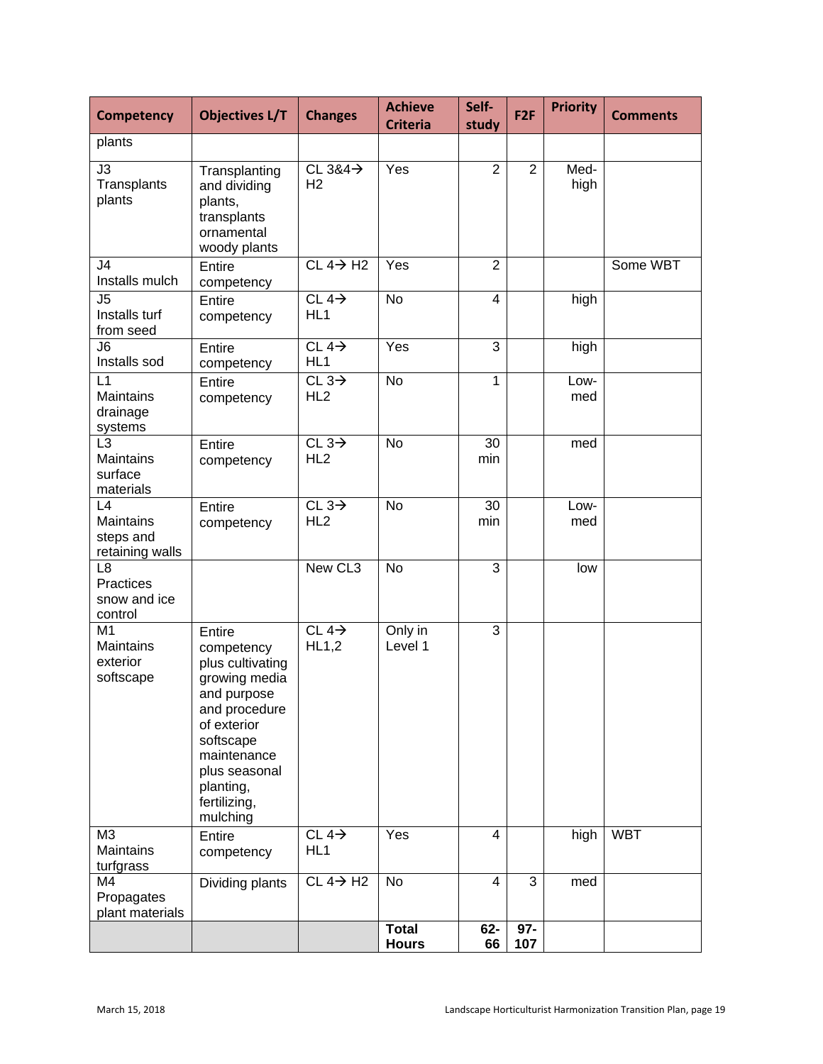| Competency | Objectives L/T | Changes | Achieve Criteria | Self-study | F2F | Priority | Comments |
|---|---|---|---|---|---|---|---|
| plants | | | | | | | |
| J3 Transplants plants | Transplanting and dividing plants, transplants ornamental woody plants | CL 3&4→ H2 | Yes | 2 | 2 | Med-high | |
| J4 Installs mulch | Entire competency | CL 4→ H2 | Yes | 2 | | | Some WBT |
| J5 Installs turf from seed | Entire competency | CL 4→ HL1 | No | 4 | | high | |
| J6 Installs sod | Entire competency | CL 4→ HL1 | Yes | 3 | | high | |
| L1 Maintains drainage systems | Entire competency | CL 3→ HL2 | No | 1 | | Low-med | |
| L3 Maintains surface materials | Entire competency | CL 3→ HL2 | No | 30 min | | med | |
| L4 Maintains steps and retaining walls | Entire competency | CL 3→ HL2 | No | 30 min | | Low-med | |
| L8 Practices snow and ice control | | New CL3 | No | 3 | | low | |
| M1 Maintains exterior softscape | Entire competency plus cultivating growing media and purpose and procedure of exterior softscape maintenance plus seasonal planting, fertilizing, mulching | CL 4→ HL1,2 | Only in Level 1 | 3 | | | |
| M3 Maintains turfgrass | Entire competency | CL 4→ HL1 | Yes | 4 | | high | WBT |
| M4 Propagates plant materials | Dividing plants | CL 4→ H2 | No | 4 | 3 | med | |
| | | | **Total Hours** | **62-66** | **97-107** | | |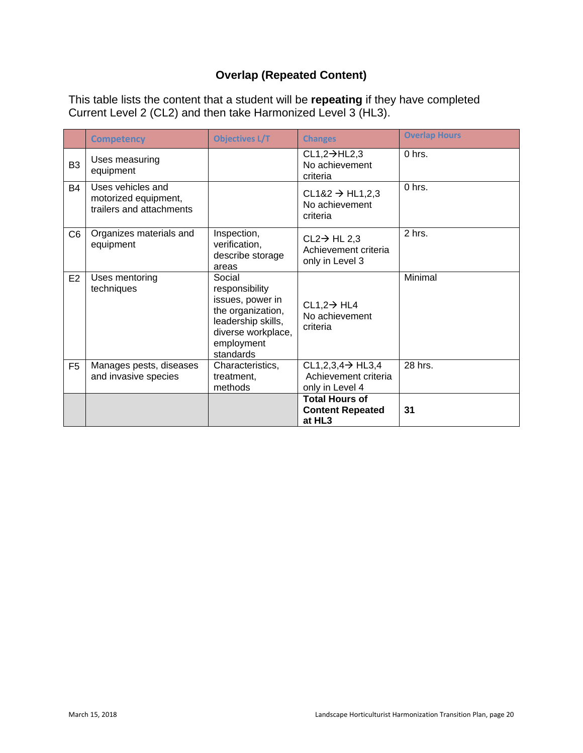## Overlap (Repeated Content)

This table lists the content that a student will be **repeating** if they have completed Current Level 2 (CL2) and then take Harmonized Level 3 (HL3).

| | Competency | Objectives L/T | Changes | Overlap Hours |
|---|---|---|---|---|
| B3 | Uses measuring equipment | | CL1,2→HL2,3 No achievement criteria | 0 hrs. |
| B4 | Uses vehicles and motorized equipment, trailers and attachments | | CL1&2 → HL1,2,3 No achievement criteria | 0 hrs. |
| C6 | Organizes materials and equipment | Inspection, verification, describe storage areas | CL2→ HL 2,3 Achievement criteria only in Level 3 | 2 hrs. |
| E2 | Uses mentoring techniques | Social responsibility issues, power in the organization, leadership skills, diverse workplace, employment standards | CL1,2→ HL4 No achievement criteria | Minimal |
| F5 | Manages pests, diseases and invasive species | Characteristics, treatment, methods | CL1,2,3,4→ HL3,4 Achievement criteria only in Level 4 | 28 hrs. |
| | | | **Total Hours of Content Repeated at HL3** | **31** |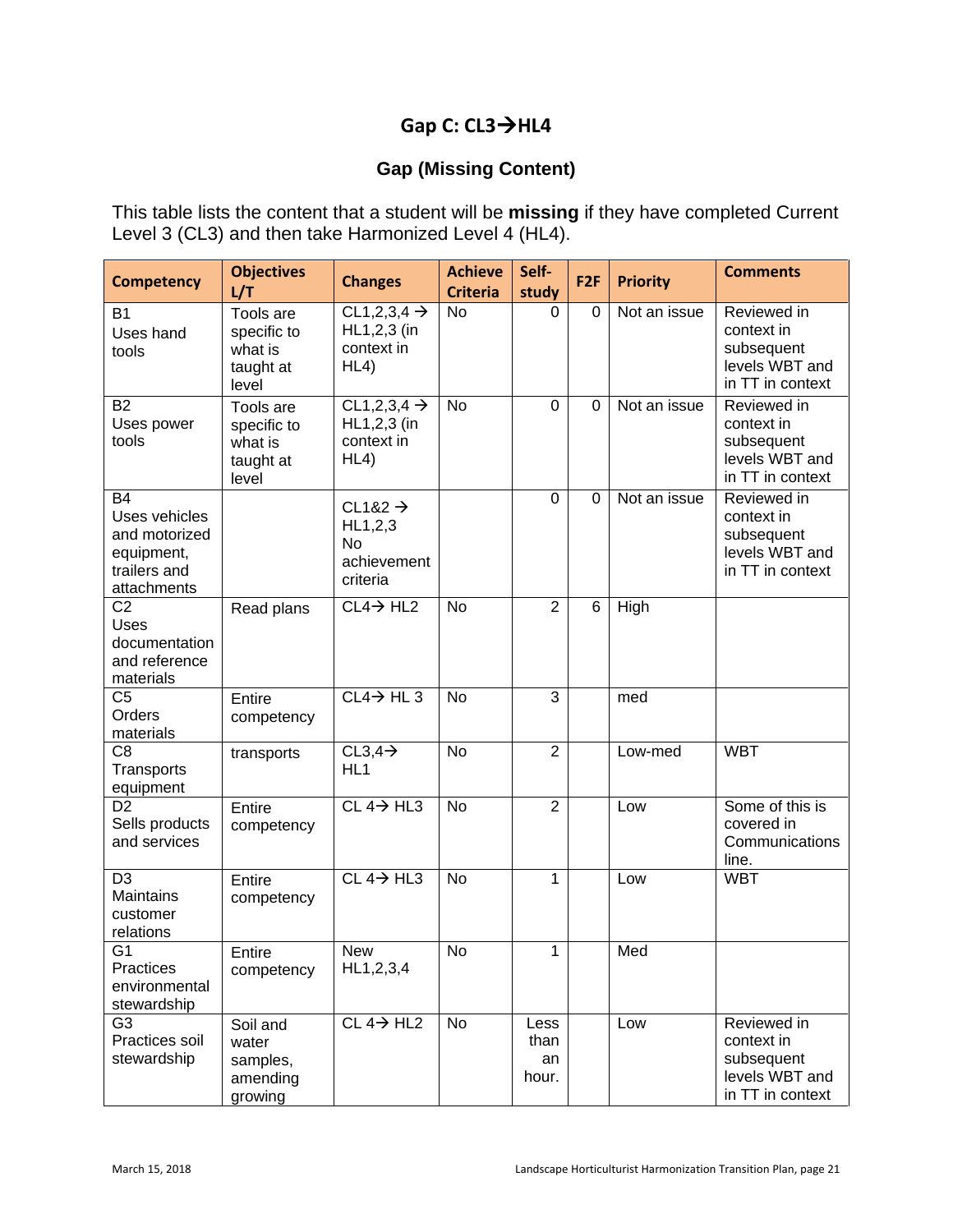## Gap C: CL3→HL4

### Gap (Missing Content)

This table lists the content that a student will be **missing** if they have completed Current Level 3 (CL3) and then take Harmonized Level 4 (HL4).

| Competency | Objectives L/T | Changes | Achieve Criteria | Self-study | F2F | Priority | Comments |
|---|---|---|---|---|---|---|---|
| B1 Uses hand tools | Tools are specific to what is taught at level | CL1,2,3,4 → HL1,2,3 (in context in HL4) | No | 0 | 0 | Not an issue | Reviewed in context in subsequent levels WBT and in TT in context |
| B2 Uses power tools | Tools are specific to what is taught at level | CL1,2,3,4 → HL1,2,3 (in context in HL4) | No | 0 | 0 | Not an issue | Reviewed in context in subsequent levels WBT and in TT in context |
| B4 Uses vehicles and motorized equipment, trailers and attachments | | CL1&2 → HL1,2,3 No achievement criteria | | 0 | 0 | Not an issue | Reviewed in context in subsequent levels WBT and in TT in context |
| C2 Uses documentation and reference materials | Read plans | CL4→ HL2 | No | 2 | 6 | High | |
| C5 Orders materials | Entire competency | CL4→ HL 3 | No | 3 | | med | |
| C8 Transports equipment | transports | CL3,4→ HL1 | No | 2 | | Low-med | WBT |
| D2 Sells products and services | Entire competency | CL 4→ HL3 | No | 2 | | Low | Some of this is covered in Communications line. |
| D3 Maintains customer relations | Entire competency | CL 4→ HL3 | No | 1 | | Low | WBT |
| G1 Practices environmental stewardship | Entire competency | New HL1,2,3,4 | No | 1 | | Med | |
| G3 Practices soil stewardship | Soil and water samples, amending growing | CL 4→ HL2 | No | Less than an hour. | | Low | Reviewed in context in subsequent levels WBT and in TT in context |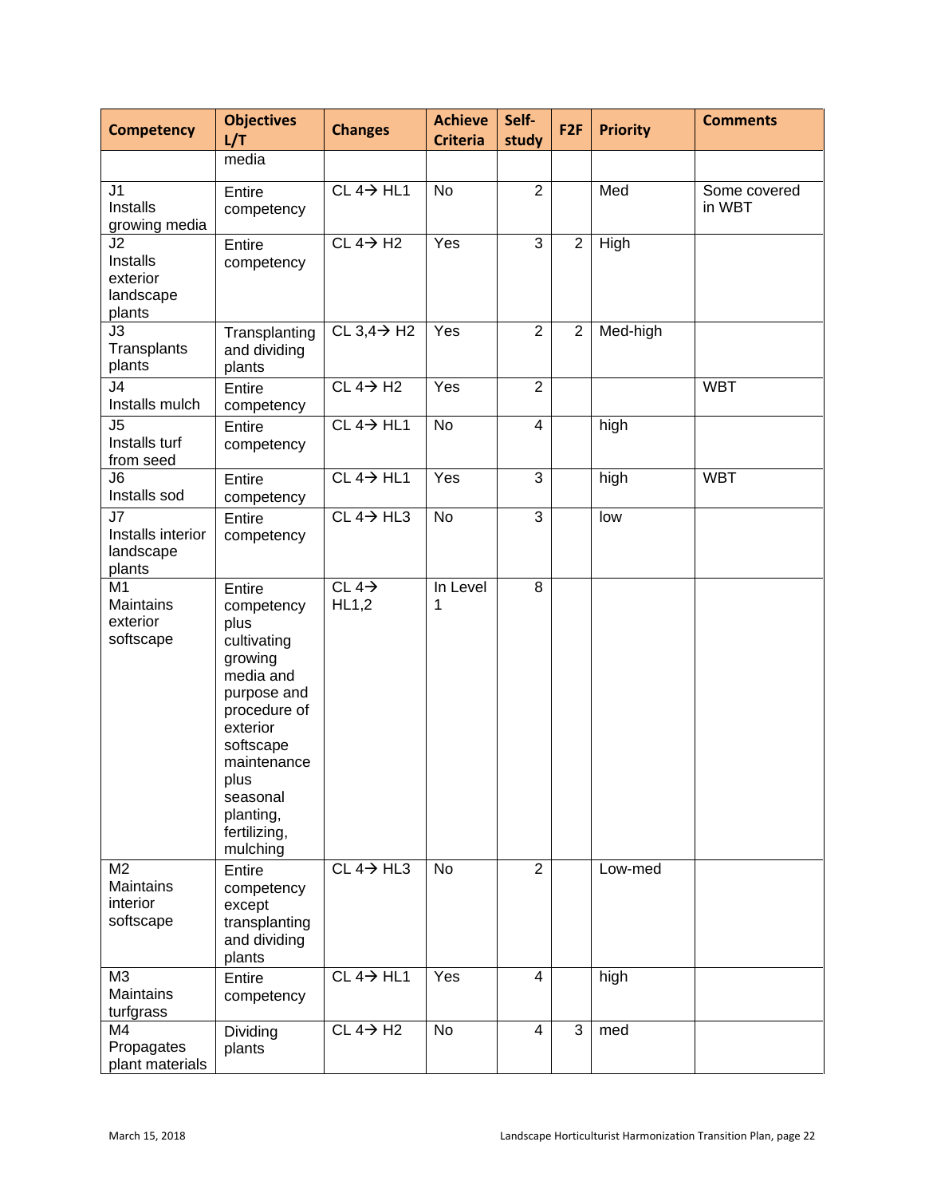| Competency | Objectives L/T | Changes | Achieve Criteria | Self-study | F2F | Priority | Comments |
|---|---|---|---|---|---|---|---|
| | media | | | | | | |
| J1 Installs growing media | Entire competency | CL 4→ HL1 | No | 2 | | Med | Some covered in WBT |
| J2 Installs exterior landscape plants | Entire competency | CL 4→ H2 | Yes | 3 | 2 | High | |
| J3 Transplants plants | Transplanting and dividing plants | CL 3,4→ H2 | Yes | 2 | 2 | Med-high | |
| J4 Installs mulch | Entire competency | CL 4→ H2 | Yes | 2 | | | WBT |
| J5 Installs turf from seed | Entire competency | CL 4→ HL1 | No | 4 | | high | |
| J6 Installs sod | Entire competency | CL 4→ HL1 | Yes | 3 | | high | WBT |
| J7 Installs interior landscape plants | Entire competency | CL 4→ HL3 | No | 3 | | low | |
| M1 Maintains exterior softscape | Entire competency plus cultivating growing media and purpose and procedure of exterior softscape maintenance plus seasonal planting, fertilizing, mulching | CL 4→ HL1,2 | In Level 1 | 8 | | | |
| M2 Maintains interior softscape | Entire competency except transplanting and dividing plants | CL 4→ HL3 | No | 2 | | Low-med | |
| M3 Maintains turfgrass | Entire competency | CL 4→ HL1 | Yes | 4 | | high | |
| M4 Propagates plant materials | Dividing plants | CL 4→ H2 | No | 4 | 3 | med | |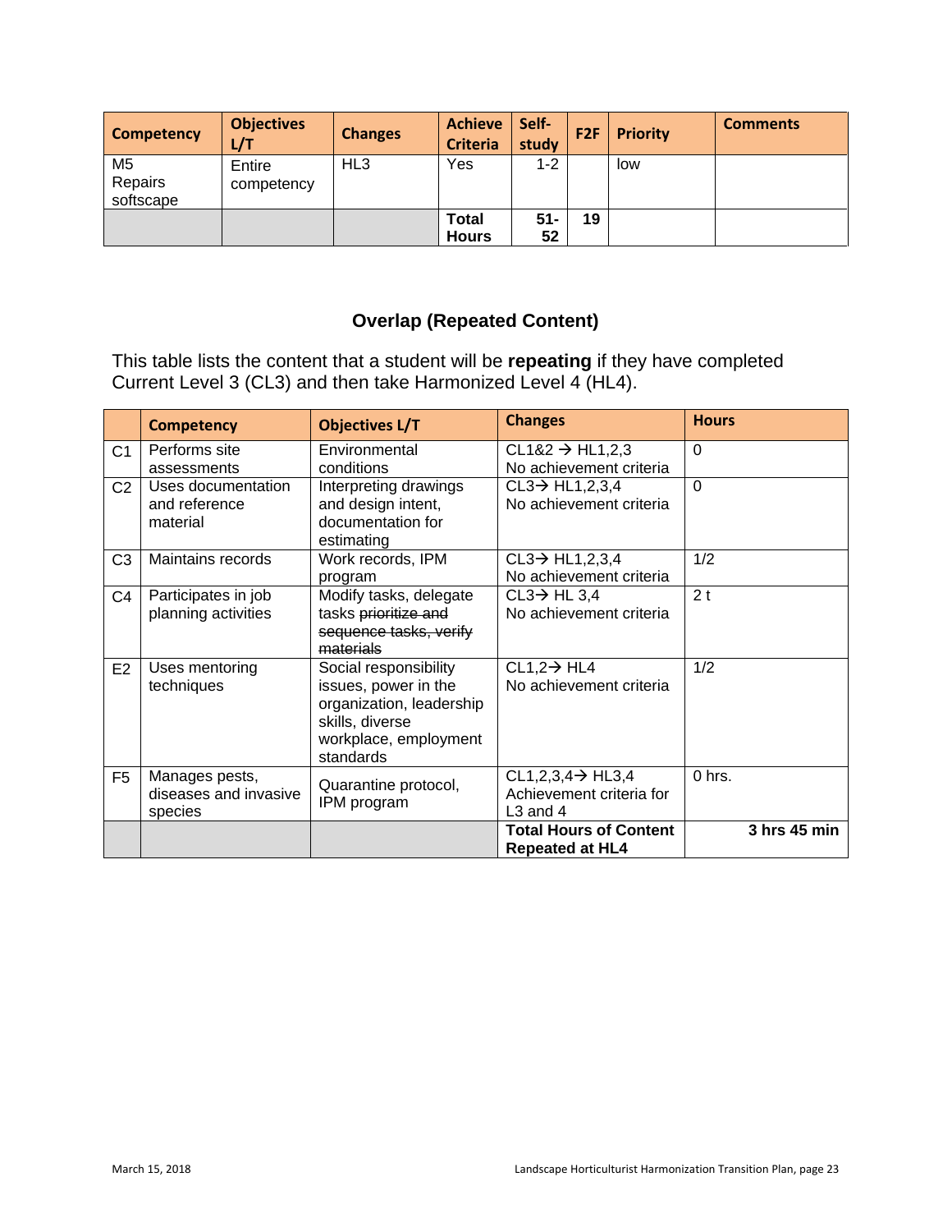| Competency | Objectives L/T | Changes | Achieve Criteria | Self-study | F2F | Priority | Comments |
|---|---|---|---|---|---|---|---|
| M5 Repairs softscape | Entire competency | HL3 | Yes | 1-2 | | low | |
| | | | **Total Hours** | **51-52** | **19** | | |

## Overlap (Repeated Content)

This table lists the content that a student will be **repeating** if they have completed Current Level 3 (CL3) and then take Harmonized Level 4 (HL4).

| | Competency | Objectives L/T | Changes | Hours |
|---|---|---|---|---|
| C1 | Performs site assessments | Environmental conditions | CL1&2 → HL1,2,3 No achievement criteria | 0 |
| C2 | Uses documentation and reference material | Interpreting drawings and design intent, documentation for estimating | CL3→ HL1,2,3,4 No achievement criteria | 0 |
| C3 | Maintains records | Work records, IPM program | CL3→ HL1,2,3,4 No achievement criteria | 1/2 |
| C4 | Participates in job planning activities | Modify tasks, delegate tasks ~~prioritize and sequence tasks, verify materials~~ | CL3→ HL 3,4 No achievement criteria | 2 t |
| E2 | Uses mentoring techniques | Social responsibility issues, power in the organization, leadership skills, diverse workplace, employment standards | CL1,2→ HL4 No achievement criteria | 1/2 |
| F5 | Manages pests, diseases and invasive species | Quarantine protocol, IPM program | CL1,2,3,4→ HL3,4 Achievement criteria for L3 and 4 | 0 hrs. |
| | | | **Total Hours of Content Repeated at HL4** | **3 hrs 45 min** |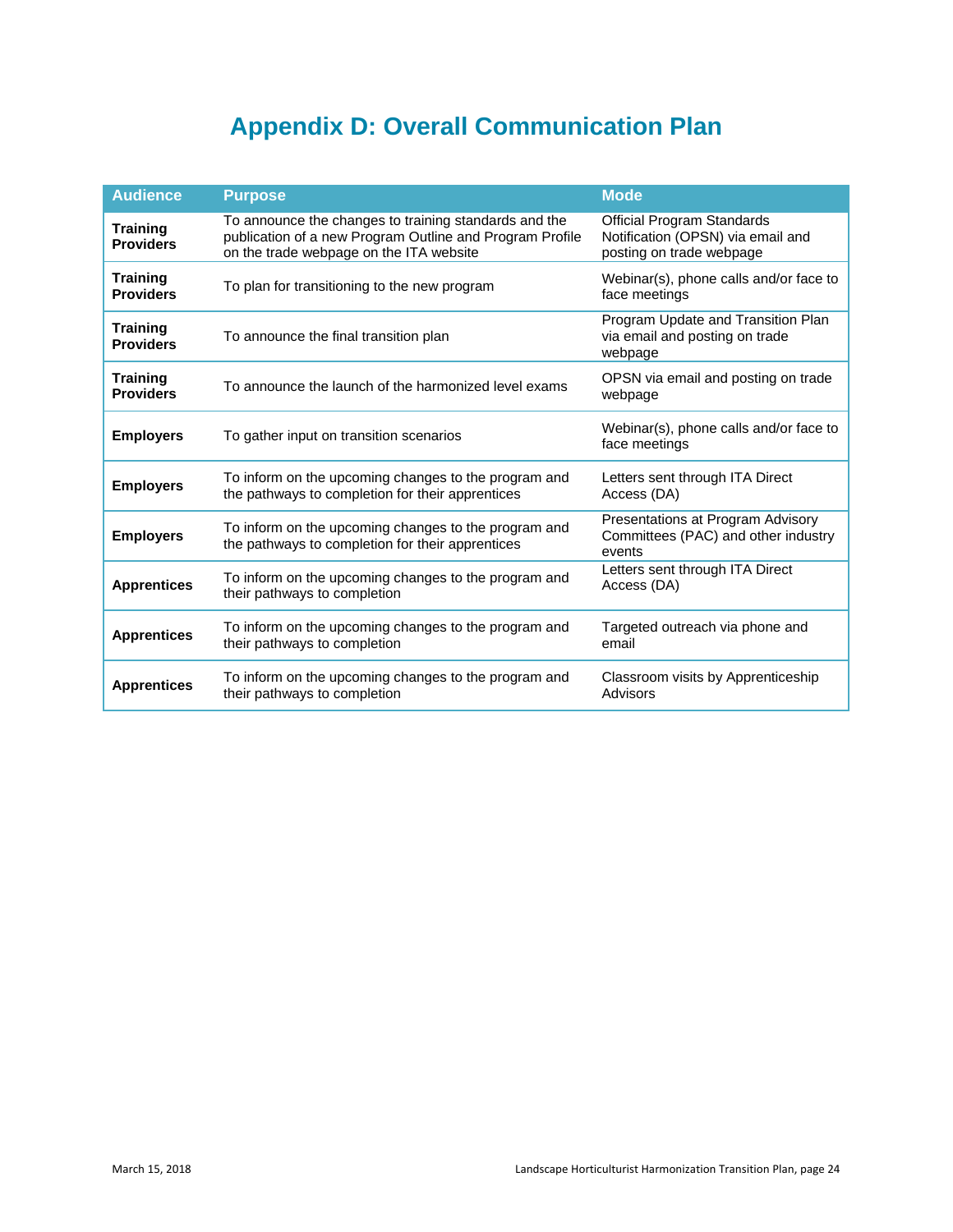# Appendix D: Overall Communication Plan

| Audience | Purpose | Mode |
|---|---|---|
| **Training Providers** | To announce the changes to training standards and the publication of a new Program Outline and Program Profile on the trade webpage on the ITA website | Official Program Standards Notification (OPSN) via email and posting on trade webpage |
| **Training Providers** | To plan for transitioning to the new program | Webinar(s), phone calls and/or face to face meetings |
| **Training Providers** | To announce the final transition plan | Program Update and Transition Plan via email and posting on trade webpage |
| **Training Providers** | To announce the launch of the harmonized level exams | OPSN via email and posting on trade webpage |
| **Employers** | To gather input on transition scenarios | Webinar(s), phone calls and/or face to face meetings |
| **Employers** | To inform on the upcoming changes to the program and the pathways to completion for their apprentices | Letters sent through ITA Direct Access (DA) |
| **Employers** | To inform on the upcoming changes to the program and the pathways to completion for their apprentices | Presentations at Program Advisory Committees (PAC) and other industry events |
| **Apprentices** | To inform on the upcoming changes to the program and their pathways to completion | Letters sent through ITA Direct Access (DA) |
| **Apprentices** | To inform on the upcoming changes to the program and their pathways to completion | Targeted outreach via phone and email |
| **Apprentices** | To inform on the upcoming changes to the program and their pathways to completion | Classroom visits by Apprenticeship Advisors |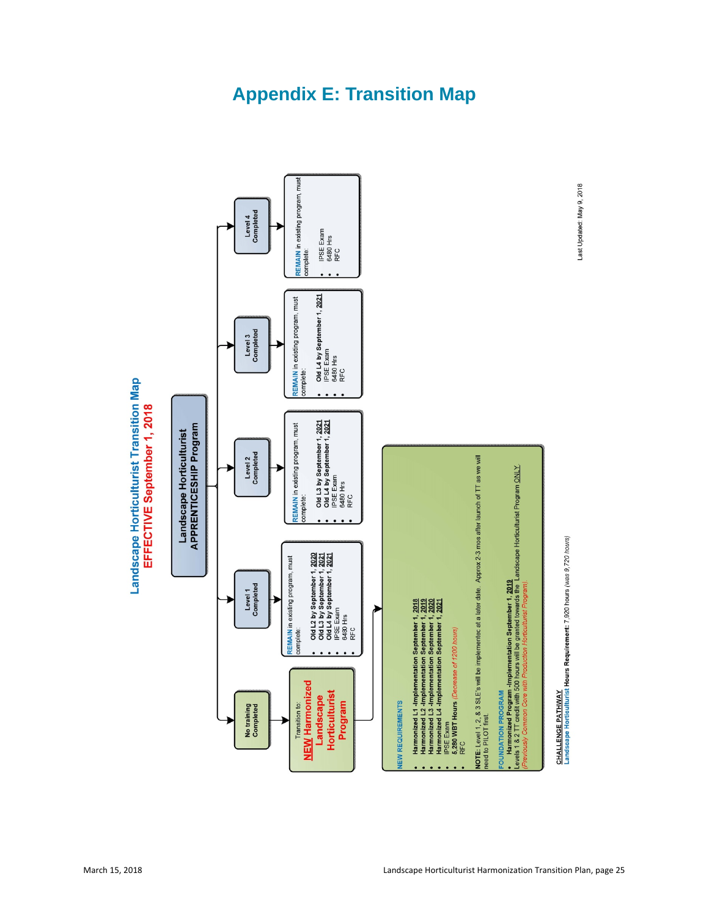# Appendix E: Transition Map

**Landscape Horticulturist Transition Map**
**EFFECTIVE September 1, 2018**

**Landscape Horticulturist APPRENTICESHIP Program**

**No training Completed**

Transition to: **NEW Harmonized Landscape Horticulturist Program**

**Level 1 Completed**

REMAIN in existing program, must complete:

- **Old L2 by September 1, 2020**
- **Old L3 by September 1, 2021**
- **Old L4 by September 1, 2021**
- IPSE Exam
- 6480 Hrs
- RFC

**Level 2 Completed**

REMAIN in existing program, must complete:

- **Old L3 by September 1, 2021**
- **Old L4 by September 1, 2021**
- IPSE Exam
- 6480 Hrs
- RFC

**Level 3 Completed**

REMAIN in existing program, must complete:

- **Old L4 by September 1, 2021**
- IPSE Exam
- 6480 Hrs
- RFC

**Level 4 Completed**

REMAIN in existing program, must complete:

- IPSE Exam
- 6480 Hrs
- RFC

NEW REQUIREMENTS

- **Harmonized L1 -Implementation September 1, 2018**
- **Harmonized L2 -Implementation September 1, 2019**
- **Harmonized L3 -Implementation September 1, 2020**
- **Harmonized L4 -Implementation September 1, 2021**
- IPSE Exam
- **5,280 WBT Hours** *(Decrease of 1200 hours)*
- RFC

**NOTE:** Level 1, 2, & 3 SLE's will be implemented at a later date. Approx 2-3 mos after launch of TT as we will need to PILOT first.

FOUNDATION PROGRAM

- **Harmonized Program -Implementation September 1, 2019**

Levels 1 & 2 TT credit with 500 hours will be granted towards the Landscape Horticulturist Program ONLY *(Previously Common Core with Production Horticulturist Program)*.

CHALLENGE PATHWAY
**Landscape Horticulturist Hours Requirement:** 7,920 hours *(was 9,720 hours)*

Last Updated: May 9, 2018

March 15, 2018